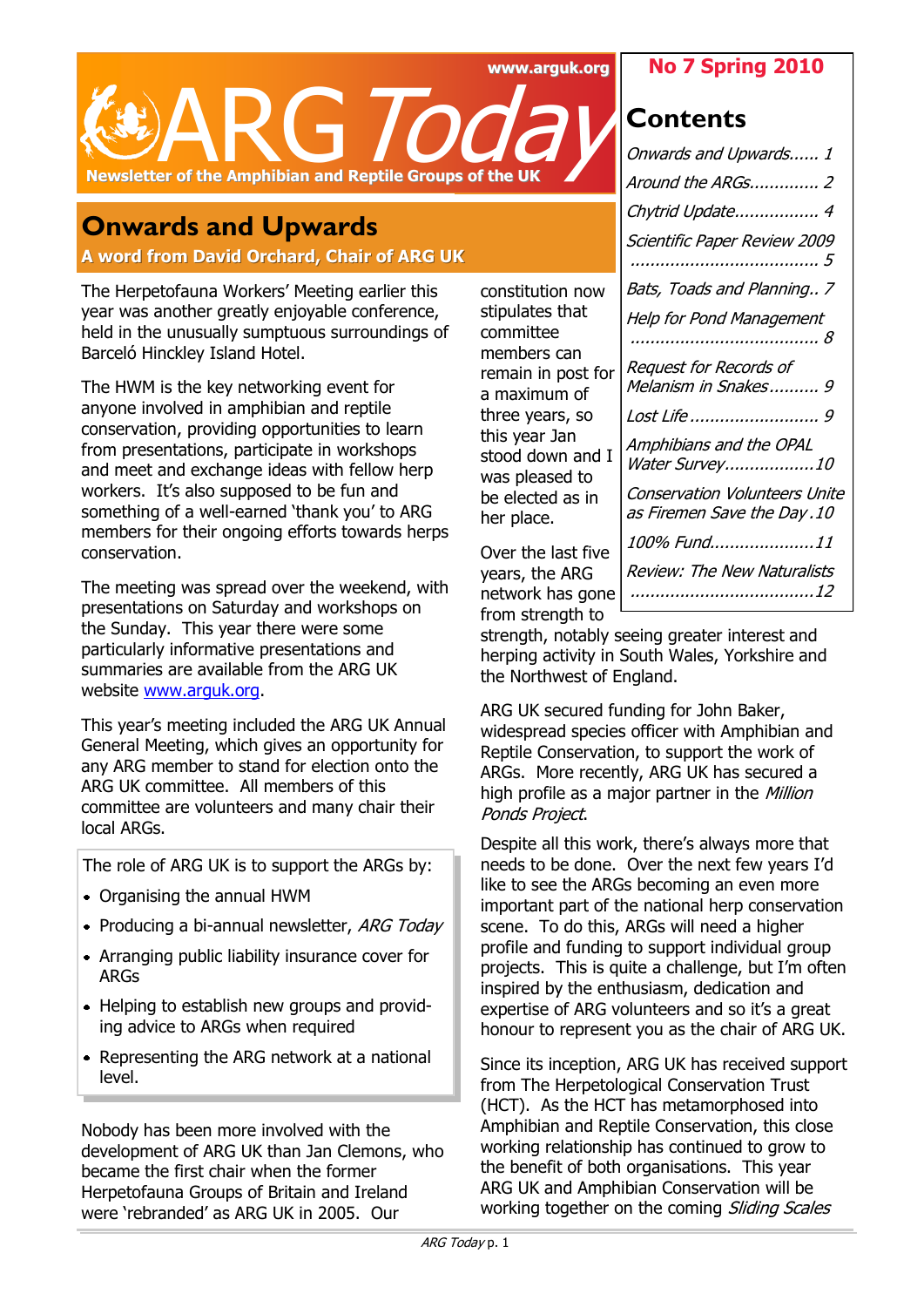www.arguk.org

# ARG Today

**Newsletter of the Amphibian and Reptile Groups of the UK**

**No 7 Spring 2010**

## Contents

- *Onwards and Upwards...... 1*
- *Around the ARGs............. 2*
- *Chytrid Update................. 4*
- *Scientific Paper Review 2009 ...................................... 5*
- *Bats, Toads and Planning.. 7*
- *Help for Pond Management ...................................... 8*
- *Request for Records of Melanism in Snakes.......... 9*
- *Lost Life.......................... 9*
- *Amphibians and the OPAL Water Survey..................10*
- *Conservation Volunteers Unite as Firemen Save the Day .10*
- *100% Fund.....................11*
- *Review: The New Naturalists .....................................12*

## Onwards and Upwards

**A word from David Orchard, Chair of ARG UK**

The Herpetofauna Workers' Meeting earlier this year was another greatly enjoyable conference, held in the unusually sumptuous surroundings of Barceló Hinckley Island Hotel.

The HWM is the key networking event for anyone involved in amphibian and reptile conservation, providing opportunities to learn from presentations, participate in workshops and meet and exchange ideas with fellow herp workers. It's also supposed to be fun and something of a well-earned 'thank you' to ARG members for their ongoing efforts towards herps conservation.

The meeting was spread over the weekend, with presentations on Saturday and workshops on the Sunday. This year there were some particularly informative presentations and summaries are available from the ARG UK website www.arguk.org.

This year's meeting included the ARG UK Annual General Meeting, which gives an opportunity for any ARG member to stand for election onto the ARG UK committee. All members of this committee are volunteers and many chair their local ARGs.

> The role of ARG UK is to support the ARGs by:
>
> - Organising the annual HWM
> - Producing a bi-annual newsletter, *ARG Today*
> - Arranging public liability insurance cover for ARGs
> - Helping to establish new groups and providing advice to ARGs when required
> - Representing the ARG network at a national level.

Nobody has been more involved with the development of ARG UK than Jan Clemons, who became the first chair when the former Herpetofauna Groups of Britain and Ireland were 'rebranded' as ARG UK in 2005. Our constitution now stipulates that committee members can remain in post for a maximum of three years, so this year Jan stood down and I was pleased to be elected as in her place.

Over the last five years, the ARG network has gone from strength to strength, notably seeing greater interest and herping activity in South Wales, Yorkshire and the Northwest of England.

ARG UK secured funding for John Baker, widespread species officer with Amphibian and Reptile Conservation, to support the work of ARGs. More recently, ARG UK has secured a high profile as a major partner in the *Million Ponds Project*.

Despite all this work, there's always more that needs to be done. Over the next few years I'd like to see the ARGs becoming an even more important part of the national herp conservation scene. To do this, ARGs will need a higher profile and funding to support individual group projects. This is quite a challenge, but I'm often inspired by the enthusiasm, dedication and expertise of ARG volunteers and so it's a great honour to represent you as the chair of ARG UK.

Since its inception, ARG UK has received support from The Herpetological Conservation Trust (HCT). As the HCT has metamorphosed into Amphibian and Reptile Conservation, this close working relationship has continued to grow to the benefit of both organisations. This year ARG UK and Amphibian Conservation will be working together on the coming *Sliding Scales*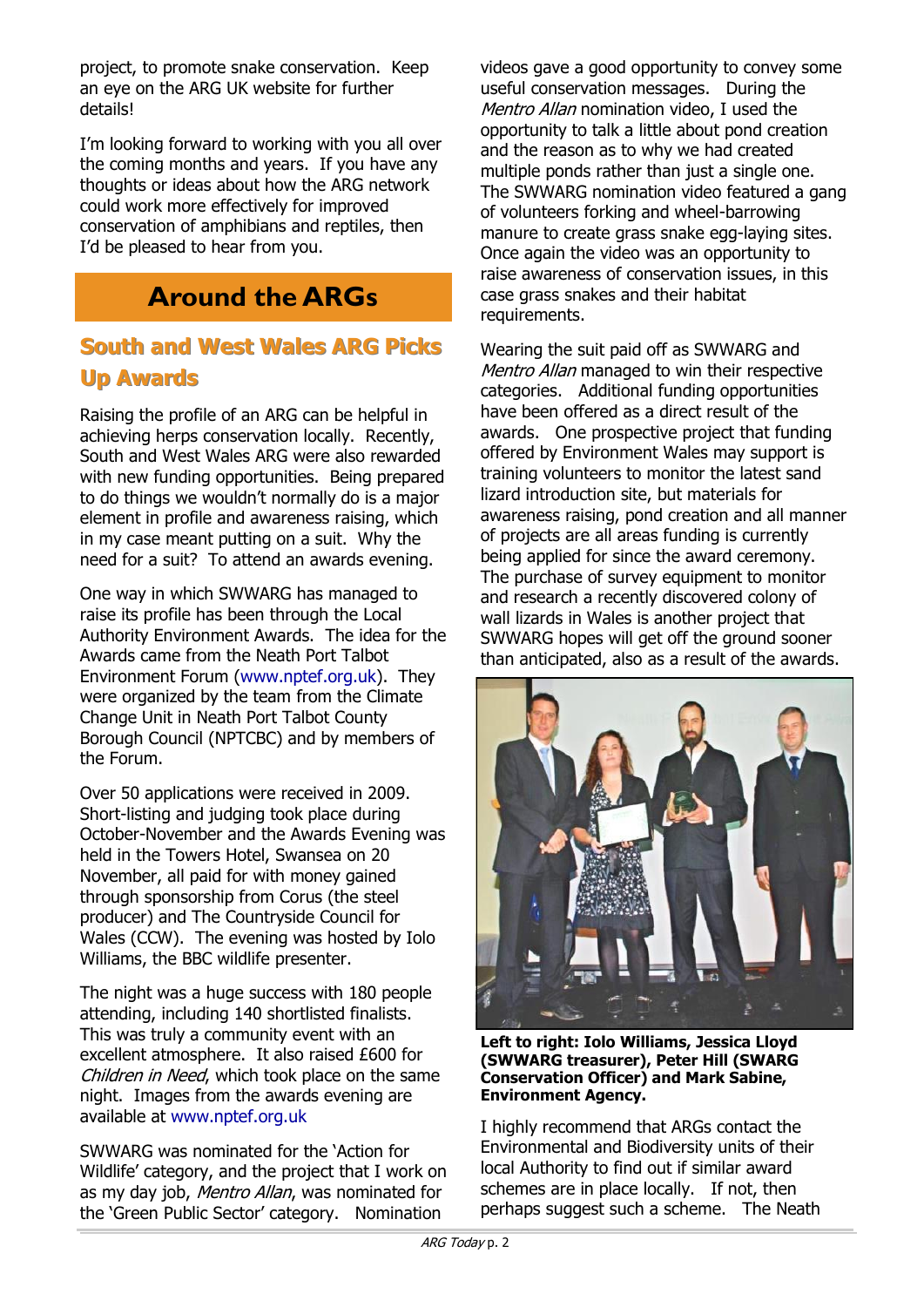project, to promote snake conservation. Keep an eye on the ARG UK website for further details!

I'm looking forward to working with you all over the coming months and years. If you have any thoughts or ideas about how the ARG network could work more effectively for improved conservation of amphibians and reptiles, then I'd be pleased to hear from you.

# Around the ARGs

## South and West Wales ARG Picks Up Awards

Raising the profile of an ARG can be helpful in achieving herps conservation locally. Recently, South and West Wales ARG were also rewarded with new funding opportunities. Being prepared to do things we wouldn't normally do is a major element in profile and awareness raising, which in my case meant putting on a suit. Why the need for a suit? To attend an awards evening.

One way in which SWWARG has managed to raise its profile has been through the Local Authority Environment Awards. The idea for the Awards came from the Neath Port Talbot Environment Forum (www.nptef.org.uk). They were organized by the team from the Climate Change Unit in Neath Port Talbot County Borough Council (NPTCBC) and by members of the Forum.

Over 50 applications were received in 2009. Short-listing and judging took place during October-November and the Awards Evening was held in the Towers Hotel, Swansea on 20 November, all paid for with money gained through sponsorship from Corus (the steel producer) and The Countryside Council for Wales (CCW). The evening was hosted by Iolo Williams, the BBC wildlife presenter.

The night was a huge success with 180 people attending, including 140 shortlisted finalists. This was truly a community event with an excellent atmosphere. It also raised £600 for *Children in Need*, which took place on the same night. Images from the awards evening are available at www.nptef.org.uk

SWWARG was nominated for the 'Action for Wildlife' category, and the project that I work on as my day job, *Mentro Allan*, was nominated for the 'Green Public Sector' category. Nomination videos gave a good opportunity to convey some useful conservation messages. During the *Mentro Allan* nomination video, I used the opportunity to talk a little about pond creation and the reason as to why we had created multiple ponds rather than just a single one. The SWWARG nomination video featured a gang of volunteers forking and wheel-barrowing manure to create grass snake egg-laying sites. Once again the video was an opportunity to raise awareness of conservation issues, in this case grass snakes and their habitat requirements.

Wearing the suit paid off as SWWARG and *Mentro Allan* managed to win their respective categories. Additional funding opportunities have been offered as a direct result of the awards. One prospective project that funding offered by Environment Wales may support is training volunteers to monitor the latest sand lizard introduction site, but materials for awareness raising, pond creation and all manner of projects are all areas funding is currently being applied for since the award ceremony. The purchase of survey equipment to monitor and research a recently discovered colony of wall lizards in Wales is another project that SWWARG hopes will get off the ground sooner than anticipated, also as a result of the awards.

**Left to right: Iolo Williams, Jessica Lloyd (SWWARG treasurer), Peter Hill (SWARG Conservation Officer) and Mark Sabine, Environment Agency.**

I highly recommend that ARGs contact the Environmental and Biodiversity units of their local Authority to find out if similar award schemes are in place locally. If not, then perhaps suggest such a scheme. The Neath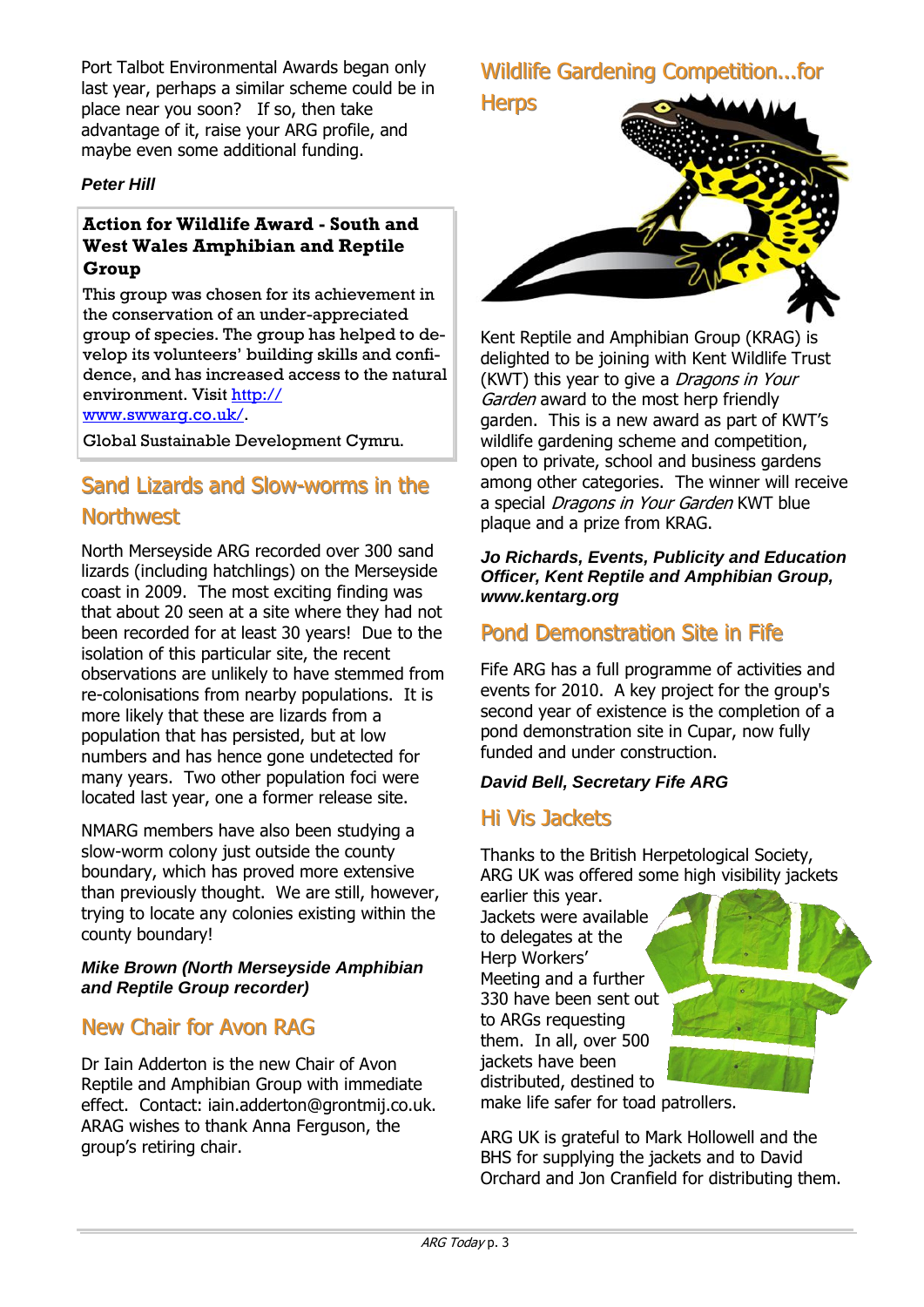Port Talbot Environmental Awards began only last year, perhaps a similar scheme could be in place near you soon? If so, then take advantage of it, raise your ARG profile, and maybe even some additional funding.

***Peter Hill***

**Action for Wildlife Award - South and West Wales Amphibian and Reptile Group**

This group was chosen for its achievement in the conservation of an under-appreciated group of species. The group has helped to develop its volunteers' building skills and confidence, and has increased access to the natural environment. Visit http://www.swwarg.co.uk/.

Global Sustainable Development Cymru.

## Sand Lizards and Slow-worms in the Northwest

North Merseyside ARG recorded over 300 sand lizards (including hatchlings) on the Merseyside coast in 2009. The most exciting finding was that about 20 seen at a site where they had not been recorded for at least 30 years! Due to the isolation of this particular site, the recent observations are unlikely to have stemmed from re-colonisations from nearby populations. It is more likely that these are lizards from a population that has persisted, but at low numbers and has hence gone undetected for many years. Two other population foci were located last year, one a former release site.

NMARG members have also been studying a slow-worm colony just outside the county boundary, which has proved more extensive than previously thought. We are still, however, trying to locate any colonies existing within the county boundary!

***Mike Brown (North Merseyside Amphibian and Reptile Group recorder)***

## New Chair for Avon RAG

Dr Iain Adderton is the new Chair of Avon Reptile and Amphibian Group with immediate effect. Contact: iain.adderton@grontmij.co.uk. ARAG wishes to thank Anna Ferguson, the group's retiring chair.

## Wildlife Gardening Competition...for Herps

Kent Reptile and Amphibian Group (KRAG) is delighted to be joining with Kent Wildlife Trust (KWT) this year to give a *Dragons in Your Garden* award to the most herp friendly garden. This is a new award as part of KWT's wildlife gardening scheme and competition, open to private, school and business gardens among other categories. The winner will receive a special *Dragons in Your Garden* KWT blue plaque and a prize from KRAG.

***Jo Richards, Events, Publicity and Education Officer, Kent Reptile and Amphibian Group, www.kentarg.org***

## Pond Demonstration Site in Fife

Fife ARG has a full programme of activities and events for 2010. A key project for the group's second year of existence is the completion of a pond demonstration site in Cupar, now fully funded and under construction.

***David Bell, Secretary Fife ARG***

## Hi Vis Jackets

Thanks to the British Herpetological Society, ARG UK was offered some high visibility jackets earlier this year. Jackets were available to delegates at the Herp Workers' Meeting and a further 330 have been sent out to ARGs requesting them. In all, over 500 jackets have been distributed, destined to make life safer for toad patrollers.

ARG UK is grateful to Mark Hollowell and the BHS for supplying the jackets and to David Orchard and Jon Cranfield for distributing them.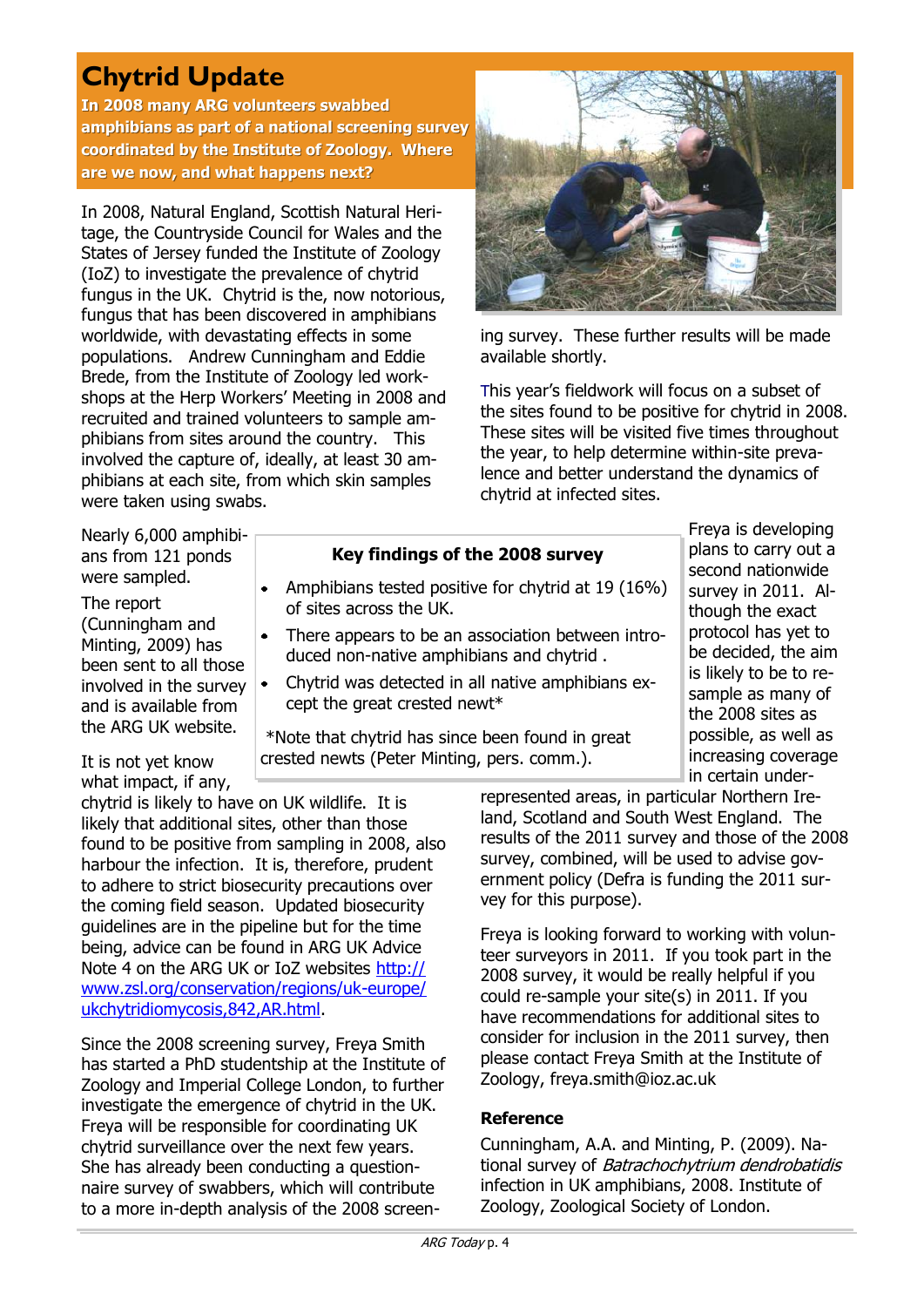# Chytrid Update

**In 2008 many ARG volunteers swabbed amphibians as part of a national screening survey coordinated by the Institute of Zoology. Where are we now, and what happens next?**

In 2008, Natural England, Scottish Natural Heritage, the Countryside Council for Wales and the States of Jersey funded the Institute of Zoology (IoZ) to investigate the prevalence of chytrid fungus in the UK. Chytrid is the, now notorious, fungus that has been discovered in amphibians worldwide, with devastating effects in some populations. Andrew Cunningham and Eddie Brede, from the Institute of Zoology led workshops at the Herp Workers' Meeting in 2008 and recruited and trained volunteers to sample amphibians from sites around the country. This involved the capture of, ideally, at least 30 amphibians at each site, from which skin samples were taken using swabs.

Nearly 6,000 amphibians from 121 ponds were sampled.

The report (Cunningham and Minting, 2009) has been sent to all those involved in the survey and is available from the ARG UK website.

**Key findings of the 2008 survey**

- Amphibians tested positive for chytrid at 19 (16%) of sites across the UK.
- There appears to be an association between introduced non-native amphibians and chytrid .
- Chytrid was detected in all native amphibians except the great crested newt*

*Note that chytrid has since been found in great crested newts (Peter Minting, pers. comm.).

It is not yet know what impact, if any, chytrid is likely to have on UK wildlife. It is likely that additional sites, other than those found to be positive from sampling in 2008, also harbour the infection. It is, therefore, prudent to adhere to strict biosecurity precautions over the coming field season. Updated biosecurity guidelines are in the pipeline but for the time being, advice can be found in ARG UK Advice Note 4 on the ARG UK or IoZ websites [http://www.zsl.org/conservation/regions/uk-europe/ukchytridiomycosis,842,AR.html](http://www.zsl.org/conservation/regions/uk-europe/ukchytridiomycosis,842,AR.html).

Since the 2008 screening survey, Freya Smith has started a PhD studentship at the Institute of Zoology and Imperial College London, to further investigate the emergence of chytrid in the UK. Freya will be responsible for coordinating UK chytrid surveillance over the next few years. She has already been conducting a questionnaire survey of swabbers, which will contribute to a more in-depth analysis of the 2008 screening survey. These further results will be made available shortly.

This year's fieldwork will focus on a subset of the sites found to be positive for chytrid in 2008. These sites will be visited five times throughout the year, to help determine within-site prevalence and better understand the dynamics of chytrid at infected sites.

Freya is developing plans to carry out a second nationwide survey in 2011. Although the exact protocol has yet to be decided, the aim is likely to be to resample as many of the 2008 sites as possible, as well as increasing coverage in certain under-represented areas, in particular Northern Ireland, Scotland and South West England. The results of the 2011 survey and those of the 2008 survey, combined, will be used to advise government policy (Defra is funding the 2011 survey for this purpose).

Freya is looking forward to working with volunteer surveyors in 2011. If you took part in the 2008 survey, it would be really helpful if you could re-sample your site(s) in 2011. If you have recommendations for additional sites to consider for inclusion in the 2011 survey, then please contact Freya Smith at the Institute of Zoology, freya.smith@ioz.ac.uk

**Reference**

Cunningham, A.A. and Minting, P. (2009). National survey of *Batrachochytrium dendrobatidis* infection in UK amphibians, 2008. Institute of Zoology, Zoological Society of London.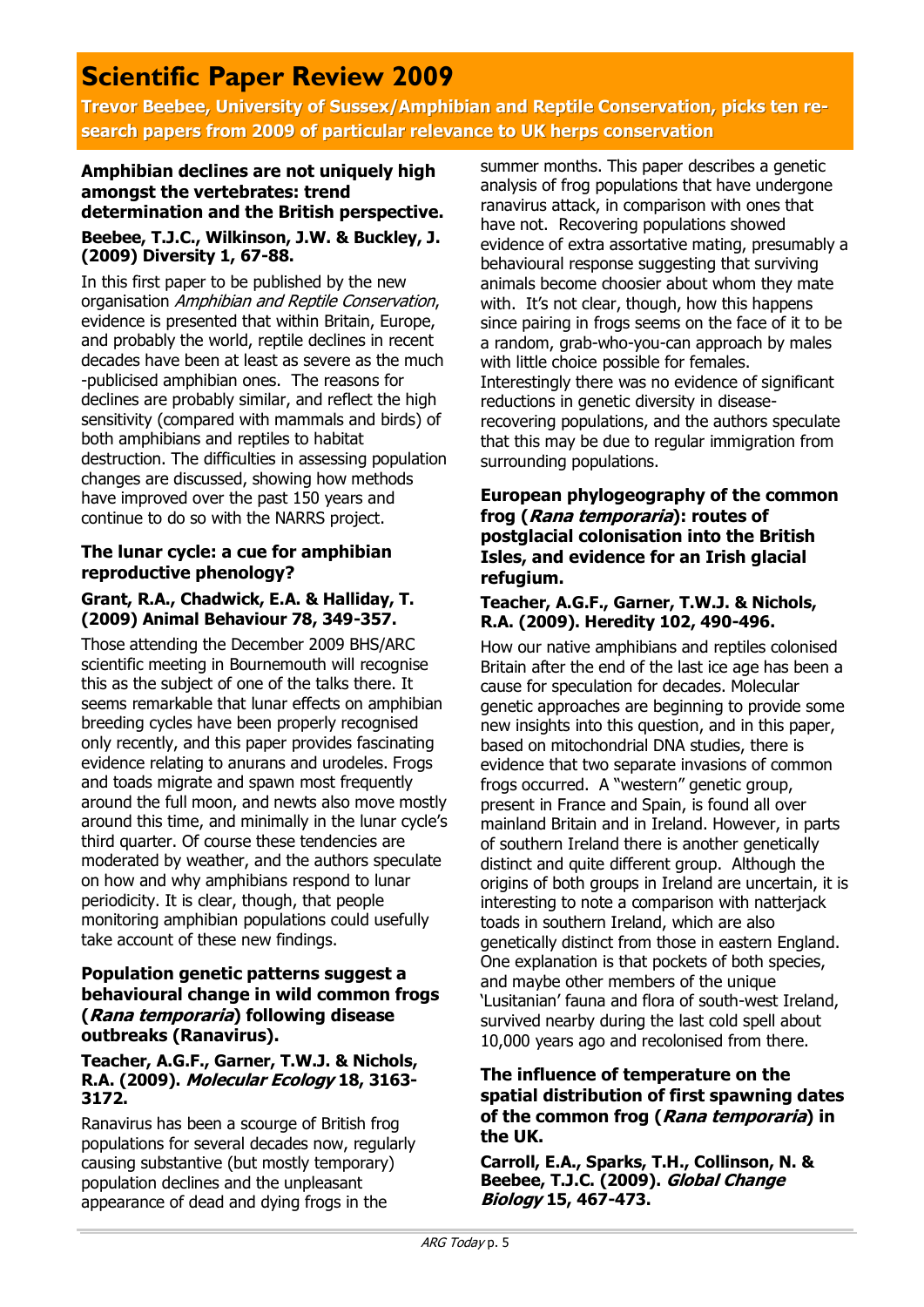# Scientific Paper Review 2009

**Trevor Beebee, University of Sussex/Amphibian and Reptile Conservation, picks ten research papers from 2009 of particular relevance to UK herps conservation**

### Amphibian declines are not uniquely high amongst the vertebrates: trend determination and the British perspective.

**Beebee, T.J.C., Wilkinson, J.W. & Buckley, J. (2009) Diversity 1, 67-88.**

In this first paper to be published by the new organisation *Amphibian and Reptile Conservation*, evidence is presented that within Britain, Europe, and probably the world, reptile declines in recent decades have been at least as severe as the much-publicised amphibian ones. The reasons for declines are probably similar, and reflect the high sensitivity (compared with mammals and birds) of both amphibians and reptiles to habitat destruction. The difficulties in assessing population changes are discussed, showing how methods have improved over the past 150 years and continue to do so with the NARRS project.

### The lunar cycle: a cue for amphibian reproductive phenology?

**Grant, R.A., Chadwick, E.A. & Halliday, T. (2009) Animal Behaviour 78, 349-357.**

Those attending the December 2009 BHS/ARC scientific meeting in Bournemouth will recognise this as the subject of one of the talks there. It seems remarkable that lunar effects on amphibian breeding cycles have been properly recognised only recently, and this paper provides fascinating evidence relating to anurans and urodeles. Frogs and toads migrate and spawn most frequently around the full moon, and newts also move mostly around this time, and minimally in the lunar cycle's third quarter. Of course these tendencies are moderated by weather, and the authors speculate on how and why amphibians respond to lunar periodicity. It is clear, though, that people monitoring amphibian populations could usefully take account of these new findings.

### Population genetic patterns suggest a behavioural change in wild common frogs (*Rana temporaria*) following disease outbreaks (Ranavirus).

**Teacher, A.G.F., Garner, T.W.J. & Nichols, R.A. (2009). *Molecular Ecology* 18, 3163-3172.**

Ranavirus has been a scourge of British frog populations for several decades now, regularly causing substantive (but mostly temporary) population declines and the unpleasant appearance of dead and dying frogs in the summer months. This paper describes a genetic analysis of frog populations that have undergone ranavirus attack, in comparison with ones that have not. Recovering populations showed evidence of extra assortative mating, presumably a behavioural response suggesting that surviving animals become choosier about whom they mate with. It's not clear, though, how this happens since pairing in frogs seems on the face of it to be a random, grab-who-you-can approach by males with little choice possible for females. Interestingly there was no evidence of significant reductions in genetic diversity in disease-recovering populations, and the authors speculate that this may be due to regular immigration from surrounding populations.

### European phylogeography of the common frog (*Rana temporaria*): routes of postglacial colonisation into the British Isles, and evidence for an Irish glacial refugium.

**Teacher, A.G.F., Garner, T.W.J. & Nichols, R.A. (2009). Heredity 102, 490-496.**

How our native amphibians and reptiles colonised Britain after the end of the last ice age has been a cause for speculation for decades. Molecular genetic approaches are beginning to provide some new insights into this question, and in this paper, based on mitochondrial DNA studies, there is evidence that two separate invasions of common frogs occurred. A "western" genetic group, present in France and Spain, is found all over mainland Britain and in Ireland. However, in parts of southern Ireland there is another genetically distinct and quite different group. Although the origins of both groups in Ireland are uncertain, it is interesting to note a comparison with natterjack toads in southern Ireland, which are also genetically distinct from those in eastern England. One explanation is that pockets of both species, and maybe other members of the unique 'Lusitanian' fauna and flora of south-west Ireland, survived nearby during the last cold spell about 10,000 years ago and recolonised from there.

### The influence of temperature on the spatial distribution of first spawning dates of the common frog (*Rana temporaria*) in the UK.

**Carroll, E.A., Sparks, T.H., Collinson, N. & Beebee, T.J.C. (2009). *Global Change Biology* 15, 467-473.**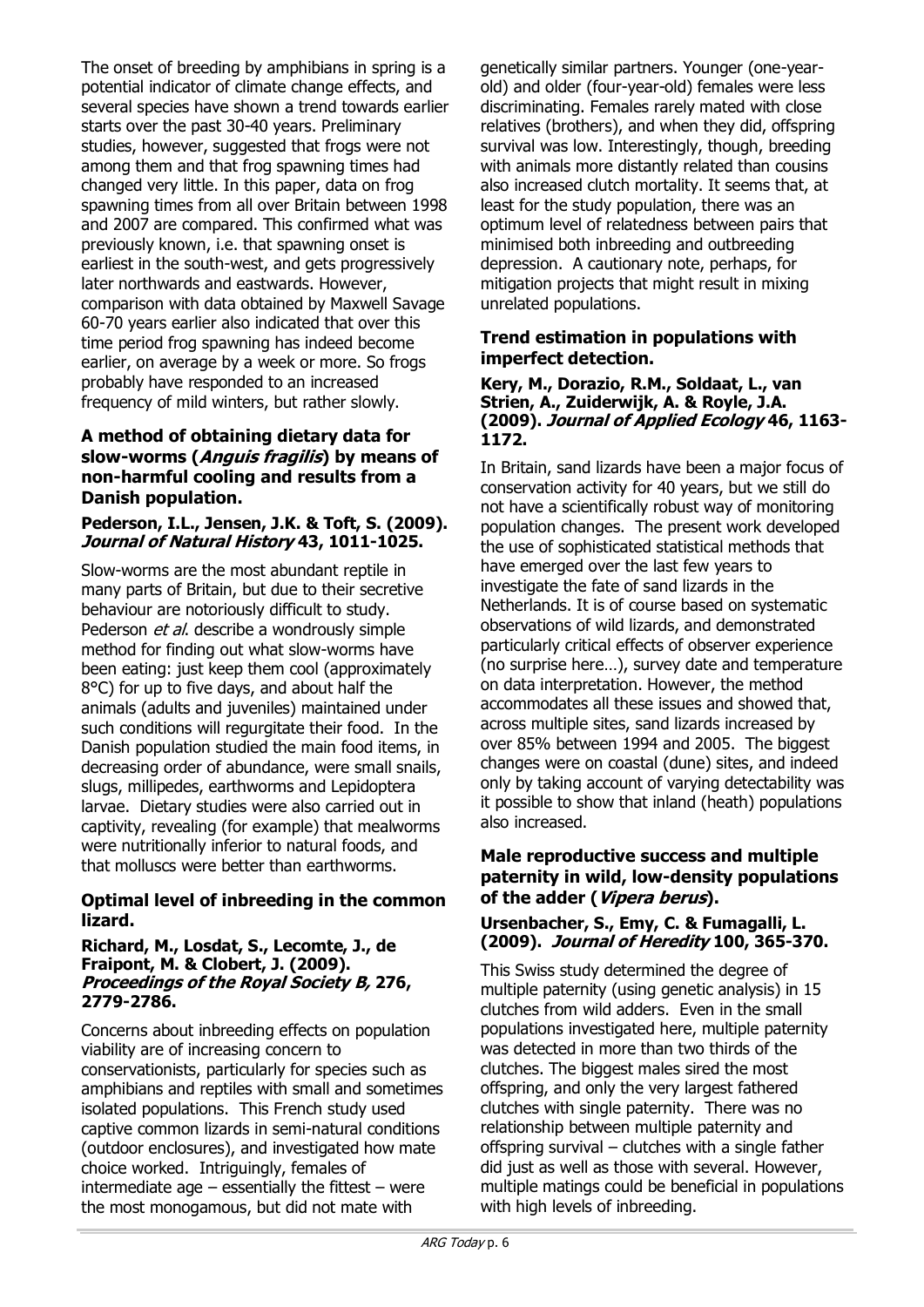The onset of breeding by amphibians in spring is a potential indicator of climate change effects, and several species have shown a trend towards earlier starts over the past 30-40 years. Preliminary studies, however, suggested that frogs were not among them and that frog spawning times had changed very little. In this paper, data on frog spawning times from all over Britain between 1998 and 2007 are compared. This confirmed what was previously known, i.e. that spawning onset is earliest in the south-west, and gets progressively later northwards and eastwards. However, comparison with data obtained by Maxwell Savage 60-70 years earlier also indicated that over this time period frog spawning has indeed become earlier, on average by a week or more. So frogs probably have responded to an increased frequency of mild winters, but rather slowly.

### A method of obtaining dietary data for slow-worms (*Anguis fragilis*) by means of non-harmful cooling and results from a Danish population.

**Pederson, I.L., Jensen, J.K. & Toft, S. (2009). *Journal of Natural History* 43, 1011-1025.**

Slow-worms are the most abundant reptile in many parts of Britain, but due to their secretive behaviour are notoriously difficult to study. Pederson *et al*. describe a wondrously simple method for finding out what slow-worms have been eating: just keep them cool (approximately 8°C) for up to five days, and about half the animals (adults and juveniles) maintained under such conditions will regurgitate their food. In the Danish population studied the main food items, in decreasing order of abundance, were small snails, slugs, millipedes, earthworms and Lepidoptera larvae. Dietary studies were also carried out in captivity, revealing (for example) that mealworms were nutritionally inferior to natural foods, and that molluscs were better than earthworms.

### Optimal level of inbreeding in the common lizard.

**Richard, M., Losdat, S., Lecomte, J., de Fraipont, M. & Clobert, J. (2009). *Proceedings of the Royal Society B,* 276, 2779-2786.**

Concerns about inbreeding effects on population viability are of increasing concern to conservationists, particularly for species such as amphibians and reptiles with small and sometimes isolated populations. This French study used captive common lizards in semi-natural conditions (outdoor enclosures), and investigated how mate choice worked. Intriguingly, females of intermediate age – essentially the fittest – were the most monogamous, but did not mate with genetically similar partners. Younger (one-year-old) and older (four-year-old) females were less discriminating. Females rarely mated with close relatives (brothers), and when they did, offspring survival was low. Interestingly, though, breeding with animals more distantly related than cousins also increased clutch mortality. It seems that, at least for the study population, there was an optimum level of relatedness between pairs that minimised both inbreeding and outbreeding depression. A cautionary note, perhaps, for mitigation projects that might result in mixing unrelated populations.

### Trend estimation in populations with imperfect detection.

**Kery, M., Dorazio, R.M., Soldaat, L., van Strien, A., Zuiderwijk, A. & Royle, J.A. (2009). *Journal of Applied Ecology* 46, 1163-1172.**

In Britain, sand lizards have been a major focus of conservation activity for 40 years, but we still do not have a scientifically robust way of monitoring population changes. The present work developed the use of sophisticated statistical methods that have emerged over the last few years to investigate the fate of sand lizards in the Netherlands. It is of course based on systematic observations of wild lizards, and demonstrated particularly critical effects of observer experience (no surprise here…), survey date and temperature on data interpretation. However, the method accommodates all these issues and showed that, across multiple sites, sand lizards increased by over 85% between 1994 and 2005. The biggest changes were on coastal (dune) sites, and indeed only by taking account of varying detectability was it possible to show that inland (heath) populations also increased.

### Male reproductive success and multiple paternity in wild, low-density populations of the adder (*Vipera berus*).

**Ursenbacher, S., Emy, C. & Fumagalli, L. (2009). *Journal of Heredity* 100, 365-370.**

This Swiss study determined the degree of multiple paternity (using genetic analysis) in 15 clutches from wild adders. Even in the small populations investigated here, multiple paternity was detected in more than two thirds of the clutches. The biggest males sired the most offspring, and only the very largest fathered clutches with single paternity. There was no relationship between multiple paternity and offspring survival – clutches with a single father did just as well as those with several. However, multiple matings could be beneficial in populations with high levels of inbreeding.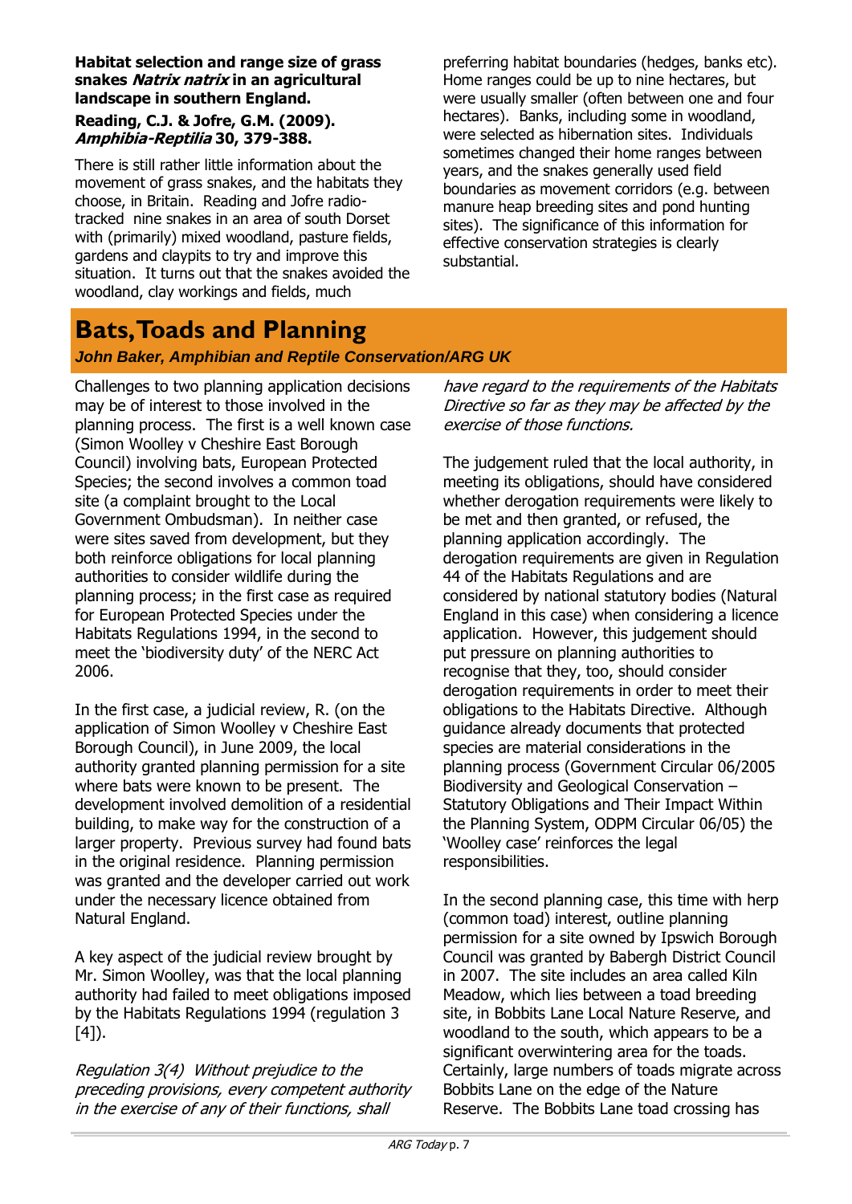**Habitat selection and range size of grass snakes *Natrix natrix* in an agricultural landscape in southern England.**

**Reading, C.J. & Jofre, G.M. (2009). *Amphibia-Reptilia* 30, 379-388.**

There is still rather little information about the movement of grass snakes, and the habitats they choose, in Britain. Reading and Jofre radio-tracked nine snakes in an area of south Dorset with (primarily) mixed woodland, pasture fields, gardens and claypits to try and improve this situation. It turns out that the snakes avoided the woodland, clay workings and fields, much preferring habitat boundaries (hedges, banks etc). Home ranges could be up to nine hectares, but were usually smaller (often between one and four hectares). Banks, including some in woodland, were selected as hibernation sites. Individuals sometimes changed their home ranges between years, and the snakes generally used field boundaries as movement corridors (e.g. between manure heap breeding sites and pond hunting sites). The significance of this information for effective conservation strategies is clearly substantial.

# Bats, Toads and Planning

***John Baker, Amphibian and Reptile Conservation/ARG UK***

Challenges to two planning application decisions may be of interest to those involved in the planning process. The first is a well known case (Simon Woolley v Cheshire East Borough Council) involving bats, European Protected Species; the second involves a common toad site (a complaint brought to the Local Government Ombudsman). In neither case were sites saved from development, but they both reinforce obligations for local planning authorities to consider wildlife during the planning process; in the first case as required for European Protected Species under the Habitats Regulations 1994, in the second to meet the 'biodiversity duty' of the NERC Act 2006.

In the first case, a judicial review, R. (on the application of Simon Woolley v Cheshire East Borough Council), in June 2009, the local authority granted planning permission for a site where bats were known to be present. The development involved demolition of a residential building, to make way for the construction of a larger property. Previous survey had found bats in the original residence. Planning permission was granted and the developer carried out work under the necessary licence obtained from Natural England.

A key aspect of the judicial review brought by Mr. Simon Woolley, was that the local planning authority had failed to meet obligations imposed by the Habitats Regulations 1994 (regulation 3 [4]).

*Regulation 3(4) Without prejudice to the preceding provisions, every competent authority in the exercise of any of their functions, shall have regard to the requirements of the Habitats Directive so far as they may be affected by the exercise of those functions.*

The judgement ruled that the local authority, in meeting its obligations, should have considered whether derogation requirements were likely to be met and then granted, or refused, the planning application accordingly. The derogation requirements are given in Regulation 44 of the Habitats Regulations and are considered by national statutory bodies (Natural England in this case) when considering a licence application. However, this judgement should put pressure on planning authorities to recognise that they, too, should consider derogation requirements in order to meet their obligations to the Habitats Directive. Although guidance already documents that protected species are material considerations in the planning process (Government Circular 06/2005 Biodiversity and Geological Conservation – Statutory Obligations and Their Impact Within the Planning System, ODPM Circular 06/05) the 'Woolley case' reinforces the legal responsibilities.

In the second planning case, this time with herp (common toad) interest, outline planning permission for a site owned by Ipswich Borough Council was granted by Babergh District Council in 2007. The site includes an area called Kiln Meadow, which lies between a toad breeding site, in Bobbits Lane Local Nature Reserve, and woodland to the south, which appears to be a significant overwintering area for the toads. Certainly, large numbers of toads migrate across Bobbits Lane on the edge of the Nature Reserve. The Bobbits Lane toad crossing has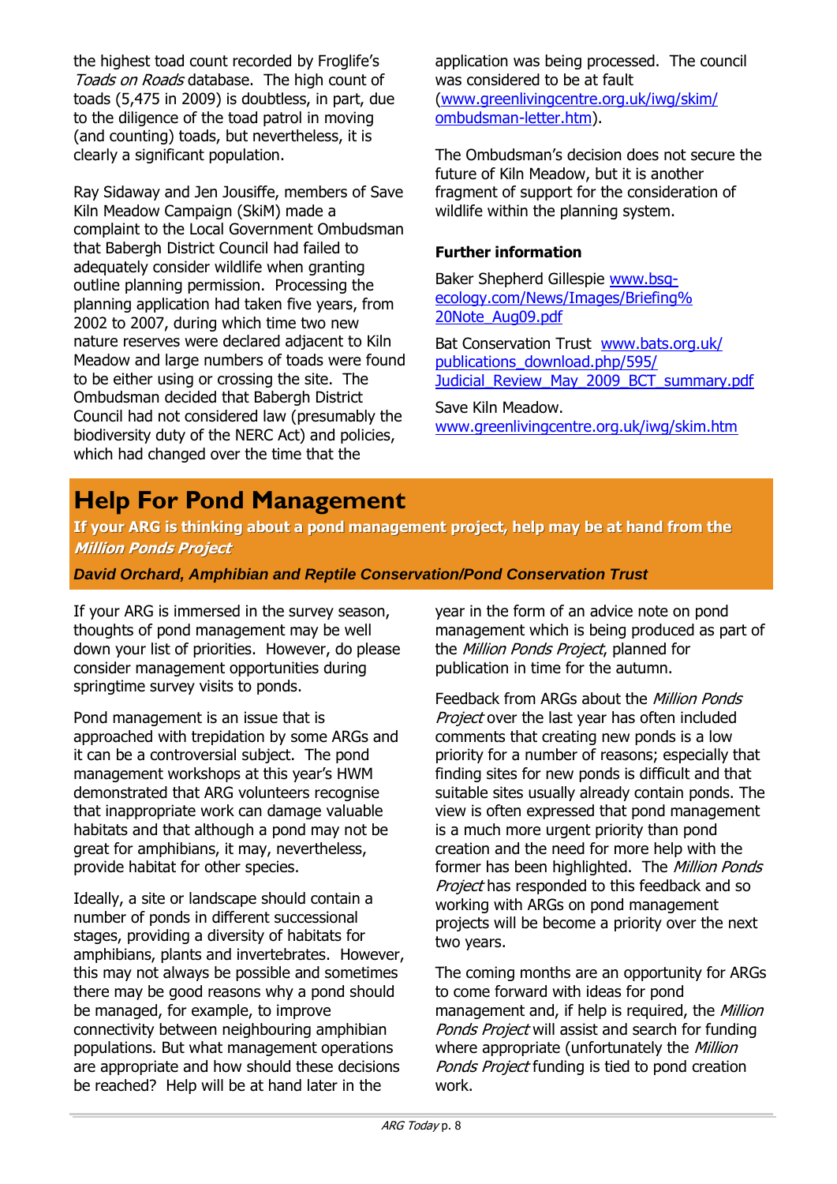the highest toad count recorded by Froglife's *Toads on Roads* database. The high count of toads (5,475 in 2009) is doubtless, in part, due to the diligence of the toad patrol in moving (and counting) toads, but nevertheless, it is clearly a significant population.

Ray Sidaway and Jen Jousiffe, members of Save Kiln Meadow Campaign (SkiM) made a complaint to the Local Government Ombudsman that Babergh District Council had failed to adequately consider wildlife when granting outline planning permission. Processing the planning application had taken five years, from 2002 to 2007, during which time two new nature reserves were declared adjacent to Kiln Meadow and large numbers of toads were found to be either using or crossing the site. The Ombudsman decided that Babergh District Council had not considered law (presumably the biodiversity duty of the NERC Act) and policies, which had changed over the time that the application was being processed. The council was considered to be at fault (www.greenlivingcentre.org.uk/iwg/skim/ombudsman-letter.htm).

The Ombudsman's decision does not secure the future of Kiln Meadow, but it is another fragment of support for the consideration of wildlife within the planning system.

**Further information**

Baker Shepherd Gillespie www.bsg-ecology.com/News/Images/Briefing%20Note_Aug09.pdf

Bat Conservation Trust www.bats.org.uk/publications_download.php/595/Judicial_Review_May_2009_BCT_summary.pdf

Save Kiln Meadow. www.greenlivingcentre.org.uk/iwg/skim.htm

# Help For Pond Management

**If your ARG is thinking about a pond management project, help may be at hand from the *Million Ponds Project***

***David Orchard, Amphibian and Reptile Conservation/Pond Conservation Trust***

If your ARG is immersed in the survey season, thoughts of pond management may be well down your list of priorities. However, do please consider management opportunities during springtime survey visits to ponds.

Pond management is an issue that is approached with trepidation by some ARGs and it can be a controversial subject. The pond management workshops at this year's HWM demonstrated that ARG volunteers recognise that inappropriate work can damage valuable habitats and that although a pond may not be great for amphibians, it may, nevertheless, provide habitat for other species.

Ideally, a site or landscape should contain a number of ponds in different successional stages, providing a diversity of habitats for amphibians, plants and invertebrates. However, this may not always be possible and sometimes there may be good reasons why a pond should be managed, for example, to improve connectivity between neighbouring amphibian populations. But what management operations are appropriate and how should these decisions be reached? Help will be at hand later in the year in the form of an advice note on pond management which is being produced as part of the *Million Ponds Project*, planned for publication in time for the autumn.

Feedback from ARGs about the *Million Ponds Project* over the last year has often included comments that creating new ponds is a low priority for a number of reasons; especially that finding sites for new ponds is difficult and that suitable sites usually already contain ponds. The view is often expressed that pond management is a much more urgent priority than pond creation and the need for more help with the former has been highlighted. The *Million Ponds Project* has responded to this feedback and so working with ARGs on pond management projects will be become a priority over the next two years.

The coming months are an opportunity for ARGs to come forward with ideas for pond management and, if help is required, the *Million Ponds Project* will assist and search for funding where appropriate (unfortunately the *Million Ponds Project* funding is tied to pond creation work.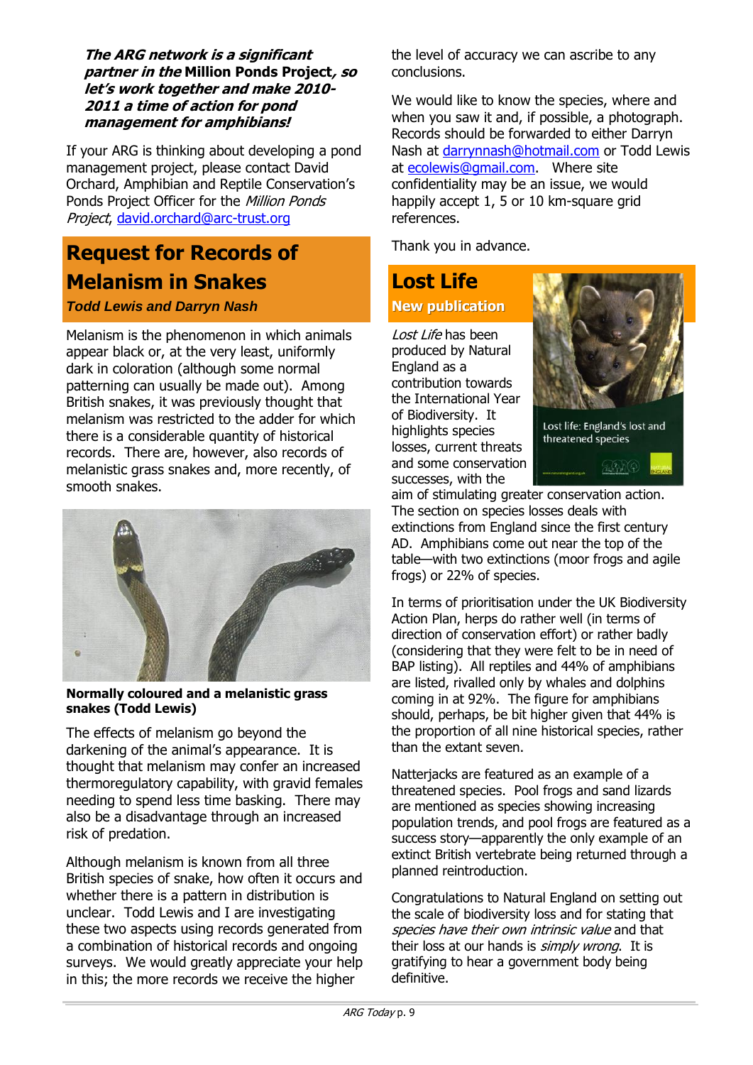***The ARG network is a significant partner in the* Million Ponds Project*, so let's work together and make 2010-2011 a time of action for pond management for amphibians!***

If your ARG is thinking about developing a pond management project, please contact David Orchard, Amphibian and Reptile Conservation's Ponds Project Officer for the *Million Ponds Project*, david.orchard@arc-trust.org

## Request for Records of Melanism in Snakes

***Todd Lewis and Darryn Nash***

Melanism is the phenomenon in which animals appear black or, at the very least, uniformly dark in coloration (although some normal patterning can usually be made out). Among British snakes, it was previously thought that melanism was restricted to the adder for which there is a considerable quantity of historical records. There are, however, also records of melanistic grass snakes and, more recently, of smooth snakes.

**Normally coloured and a melanistic grass snakes (Todd Lewis)**

The effects of melanism go beyond the darkening of the animal's appearance. It is thought that melanism may confer an increased thermoregulatory capability, with gravid females needing to spend less time basking. There may also be a disadvantage through an increased risk of predation.

Although melanism is known from all three British species of snake, how often it occurs and whether there is a pattern in distribution is unclear. Todd Lewis and I are investigating these two aspects using records generated from a combination of historical records and ongoing surveys. We would greatly appreciate your help in this; the more records we receive the higher the level of accuracy we can ascribe to any conclusions.

We would like to know the species, where and when you saw it and, if possible, a photograph. Records should be forwarded to either Darryn Nash at darrynnash@hotmail.com or Todd Lewis at ecolewis@gmail.com. Where site confidentiality may be an issue, we would happily accept 1, 5 or 10 km-square grid references.

Thank you in advance.

## Lost Life

**New publication**

*Lost Life* has been produced by Natural England as a contribution towards the International Year of Biodiversity. It highlights species losses, current threats and some conservation successes, with the aim of stimulating greater conservation action. The section on species losses deals with extinctions from England since the first century AD. Amphibians come out near the top of the table—with two extinctions (moor frogs and agile frogs) or 22% of species.

In terms of prioritisation under the UK Biodiversity Action Plan, herps do rather well (in terms of direction of conservation effort) or rather badly (considering that they were felt to be in need of BAP listing). All reptiles and 44% of amphibians are listed, rivalled only by whales and dolphins coming in at 92%. The figure for amphibians should, perhaps, be bit higher given that 44% is the proportion of all nine historical species, rather than the extant seven.

Natterjacks are featured as an example of a threatened species. Pool frogs and sand lizards are mentioned as species showing increasing population trends, and pool frogs are featured as a success story—apparently the only example of an extinct British vertebrate being returned through a planned reintroduction.

Congratulations to Natural England on setting out the scale of biodiversity loss and for stating that *species have their own intrinsic value* and that their loss at our hands is *simply wrong*. It is gratifying to hear a government body being definitive.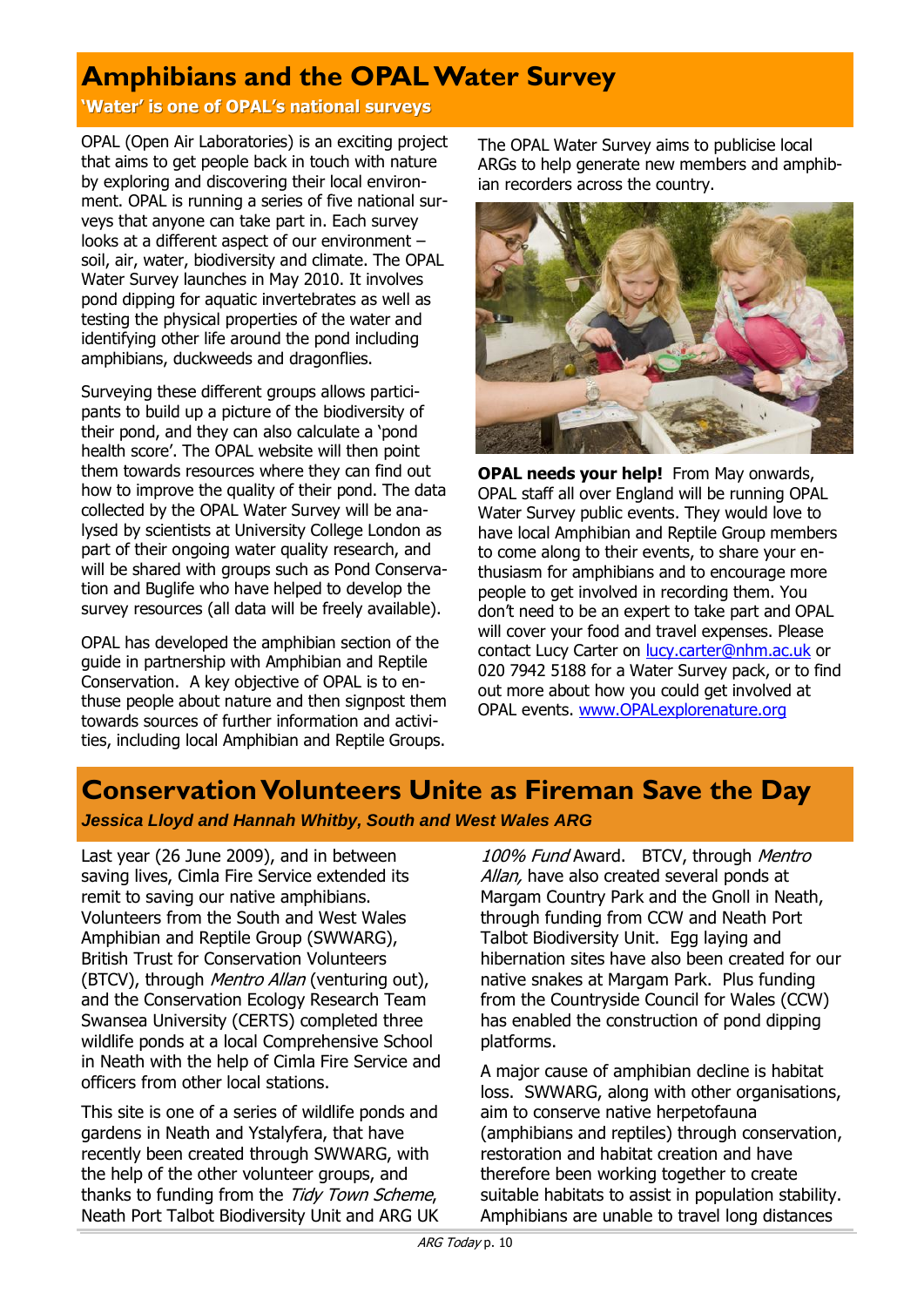# Amphibians and the OPAL Water Survey

**'Water' is one of OPAL's national surveys**

OPAL (Open Air Laboratories) is an exciting project that aims to get people back in touch with nature by exploring and discovering their local environment. OPAL is running a series of five national surveys that anyone can take part in. Each survey looks at a different aspect of our environment – soil, air, water, biodiversity and climate. The OPAL Water Survey launches in May 2010. It involves pond dipping for aquatic invertebrates as well as testing the physical properties of the water and identifying other life around the pond including amphibians, duckweeds and dragonflies.

Surveying these different groups allows participants to build up a picture of the biodiversity of their pond, and they can also calculate a 'pond health score'. The OPAL website will then point them towards resources where they can find out how to improve the quality of their pond. The data collected by the OPAL Water Survey will be analysed by scientists at University College London as part of their ongoing water quality research, and will be shared with groups such as Pond Conservation and Buglife who have helped to develop the survey resources (all data will be freely available).

OPAL has developed the amphibian section of the guide in partnership with Amphibian and Reptile Conservation. A key objective of OPAL is to enthuse people about nature and then signpost them towards sources of further information and activities, including local Amphibian and Reptile Groups.

The OPAL Water Survey aims to publicise local ARGs to help generate new members and amphibian recorders across the country.

**OPAL needs your help!** From May onwards, OPAL staff all over England will be running OPAL Water Survey public events. They would love to have local Amphibian and Reptile Group members to come along to their events, to share your enthusiasm for amphibians and to encourage more people to get involved in recording them. You don't need to be an expert to take part and OPAL will cover your food and travel expenses. Please contact Lucy Carter on lucy.carter@nhm.ac.uk or 020 7942 5188 for a Water Survey pack, or to find out more about how you could get involved at OPAL events. www.OPALexplorenature.org

# Conservation Volunteers Unite as Fireman Save the Day

***Jessica Lloyd and Hannah Whitby, South and West Wales ARG***

Last year (26 June 2009), and in between saving lives, Cimla Fire Service extended its remit to saving our native amphibians. Volunteers from the South and West Wales Amphibian and Reptile Group (SWWARG), British Trust for Conservation Volunteers (BTCV), through *Mentro Allan* (venturing out), and the Conservation Ecology Research Team Swansea University (CERTS) completed three wildlife ponds at a local Comprehensive School in Neath with the help of Cimla Fire Service and officers from other local stations.

This site is one of a series of wildlife ponds and gardens in Neath and Ystalyfera, that have recently been created through SWWARG, with the help of the other volunteer groups, and thanks to funding from the *Tidy Town Scheme*, Neath Port Talbot Biodiversity Unit and ARG UK *100% Fund* Award. BTCV, through *Mentro Allan,* have also created several ponds at Margam Country Park and the Gnoll in Neath, through funding from CCW and Neath Port Talbot Biodiversity Unit. Egg laying and hibernation sites have also been created for our native snakes at Margam Park. Plus funding from the Countryside Council for Wales (CCW) has enabled the construction of pond dipping platforms.

A major cause of amphibian decline is habitat loss. SWWARG, along with other organisations, aim to conserve native herpetofauna (amphibians and reptiles) through conservation, restoration and habitat creation and have therefore been working together to create suitable habitats to assist in population stability. Amphibians are unable to travel long distances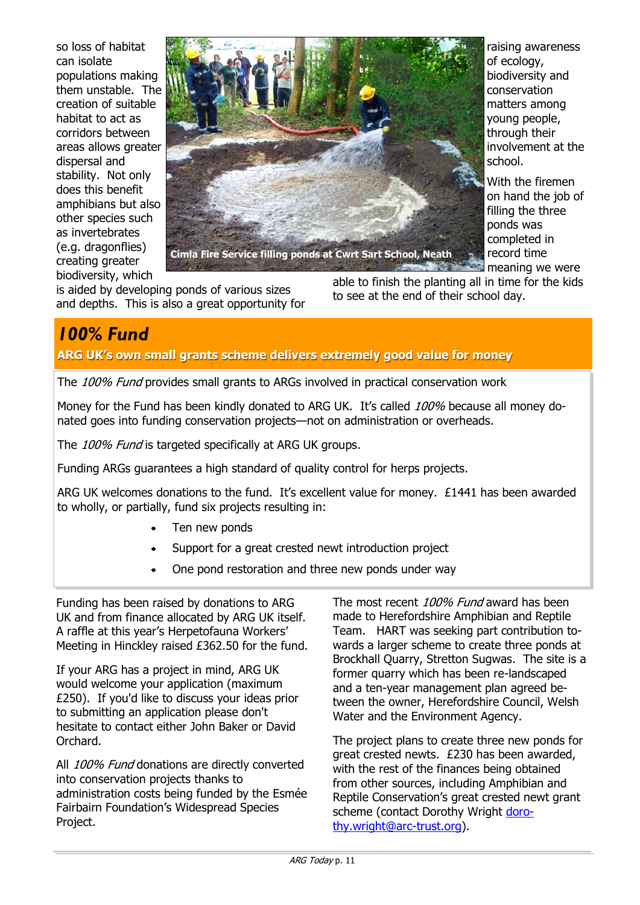so loss of habitat can isolate populations making them unstable. The creation of suitable habitat to act as corridors between areas allows greater dispersal and stability. Not only does this benefit amphibians but also other species such as invertebrates (e.g. dragonflies) creating greater biodiversity, which is aided by developing ponds of various sizes and depths. This is also a great opportunity for raising awareness of ecology, biodiversity and conservation matters among young people, through their involvement at the school.

Cimla Fire Service filling ponds at Cwrt Sart School, Neath

With the firemen on hand the job of filling the three ponds was completed in record time meaning we were able to finish the planting all in time for the kids to see at the end of their school day.

## *100% Fund*

**ARG UK's own small grants scheme delivers extremely good value for money**

The *100% Fund* provides small grants to ARGs involved in practical conservation work

Money for the Fund has been kindly donated to ARG UK. It's called *100%* because all money donated goes into funding conservation projects—not on administration or overheads.

The *100% Fund* is targeted specifically at ARG UK groups.

Funding ARGs guarantees a high standard of quality control for herps projects.

ARG UK welcomes donations to the fund. It's excellent value for money. £1441 has been awarded to wholly, or partially, fund six projects resulting in:

- Ten new ponds
- Support for a great crested newt introduction project
- One pond restoration and three new ponds under way

Funding has been raised by donations to ARG UK and from finance allocated by ARG UK itself. A raffle at this year's Herpetofauna Workers' Meeting in Hinckley raised £362.50 for the fund.

If your ARG has a project in mind, ARG UK would welcome your application (maximum £250). If you'd like to discuss your ideas prior to submitting an application please don't hesitate to contact either John Baker or David Orchard.

All *100% Fund* donations are directly converted into conservation projects thanks to administration costs being funded by the Esmée Fairbairn Foundation's Widespread Species Project.

The most recent *100% Fund* award has been made to Herefordshire Amphibian and Reptile Team. HART was seeking part contribution towards a larger scheme to create three ponds at Brockhall Quarry, Stretton Sugwas. The site is a former quarry which has been re-landscaped and a ten-year management plan agreed between the owner, Herefordshire Council, Welsh Water and the Environment Agency.

The project plans to create three new ponds for great crested newts. £230 has been awarded, with the rest of the finances being obtained from other sources, including Amphibian and Reptile Conservation's great crested newt grant scheme (contact Dorothy Wright dorothy.wright@arc-trust.org).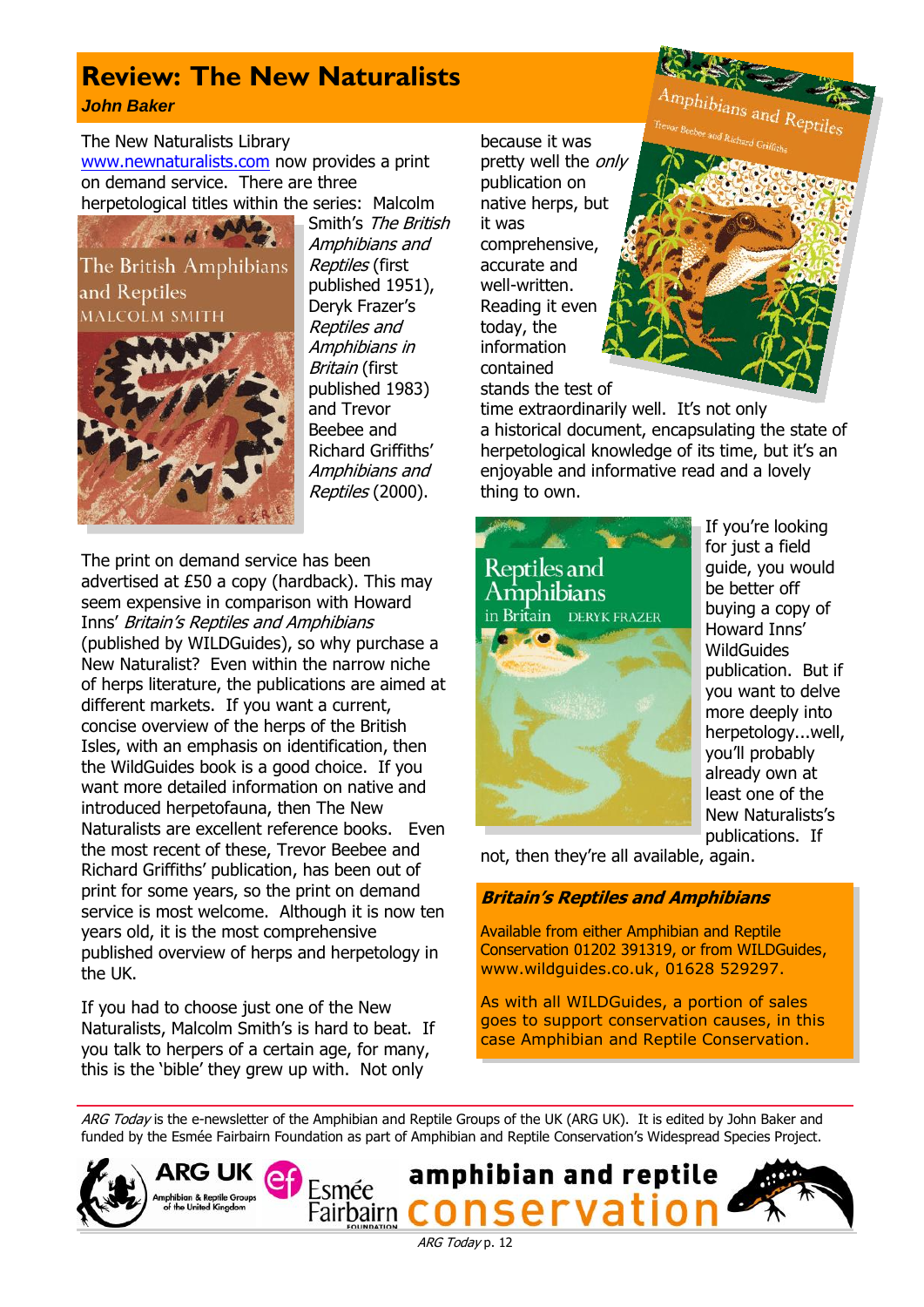# Review: The New Naturalists

***John Baker***

The New Naturalists Library www.newnaturalists.com now provides a print on demand service. There are three herpetological titles within the series: Malcolm Smith's *The British Amphibians and Reptiles* (first published 1951), Deryk Frazer's *Reptiles and Amphibians in Britain* (first published 1983) and Trevor Beebee and Richard Griffiths' *Amphibians and Reptiles* (2000).

The print on demand service has been advertised at £50 a copy (hardback). This may seem expensive in comparison with Howard Inns' *Britain's Reptiles and Amphibians* (published by WILDGuides), so why purchase a New Naturalist? Even within the narrow niche of herps literature, the publications are aimed at different markets. If you want a current, concise overview of the herps of the British Isles, with an emphasis on identification, then the WildGuides book is a good choice. If you want more detailed information on native and introduced herpetofauna, then The New Naturalists are excellent reference books. Even the most recent of these, Trevor Beebee and Richard Griffiths' publication, has been out of print for some years, so the print on demand service is most welcome. Although it is now ten years old, it is the most comprehensive published overview of herps and herpetology in the UK.

If you had to choose just one of the New Naturalists, Malcolm Smith's is hard to beat. If you talk to herpers of a certain age, for many, this is the 'bible' they grew up with. Not only because it was pretty well the *only* publication on native herps, but it was comprehensive, accurate and well-written. Reading it even today, the information contained stands the test of time extraordinarily well. It's not only a historical document, encapsulating the state of herpetological knowledge of its time, but it's an enjoyable and informative read and a lovely thing to own.

If you're looking for just a field guide, you would be better off buying a copy of Howard Inns' WildGuides publication. But if you want to delve more deeply into herpetology...well, you'll probably already own at least one of the New Naturalists's publications. If not, then they're all available, again.

***Britain's Reptiles and Amphibians***

Available from either Amphibian and Reptile Conservation 01202 391319, or from WILDGuides, www.wildguides.co.uk, 01628 529297.

As with all WILDGuides, a portion of sales goes to support conservation causes, in this case Amphibian and Reptile Conservation.

*ARG Today* is the e-newsletter of the Amphibian and Reptile Groups of the UK (ARG UK). It is edited by John Baker and funded by the Esmée Fairbairn Foundation as part of Amphibian and Reptile Conservation's Widespread Species Project.